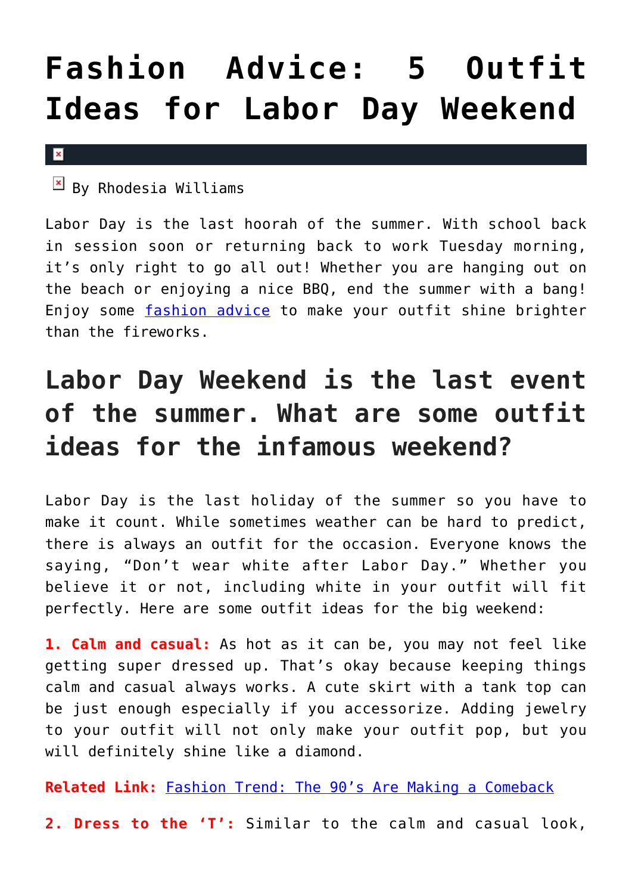# Fashion Advice: 5 Outfit Ideas for Labor Day Weekend

By Rhodesia Williams

Labor Day is the last hoorah of the summer. With school back in session soon or returning back to work Tuesday morning, it's only right to go all out! Whether you are hanging out on the beach or enjoying a nice BBQ, end the summer with a bang! Enjoy some fashion advice to make your outfit shine brighter than the fireworks.

## Labor Day Weekend is the last event of the summer. What are some outfit ideas for the infamous weekend?

Labor Day is the last holiday of the summer so you have to make it count. While sometimes weather can be hard to predict, there is always an outfit for the occasion. Everyone knows the saying, "Don't wear white after Labor Day." Whether you believe it or not, including white in your outfit will fit perfectly. Here are some outfit ideas for the big weekend:

**1. Calm and casual:** As hot as it can be, you may not feel like getting super dressed up. That's okay because keeping things calm and casual always works. A cute skirt with a tank top can be just enough especially if you accessorize. Adding jewelry to your outfit will not only make your outfit pop, but you will definitely shine like a diamond.

**Related Link:** Fashion Trend: The 90's Are Making a Comeback

**2. Dress to the 'T':** Similar to the calm and casual look,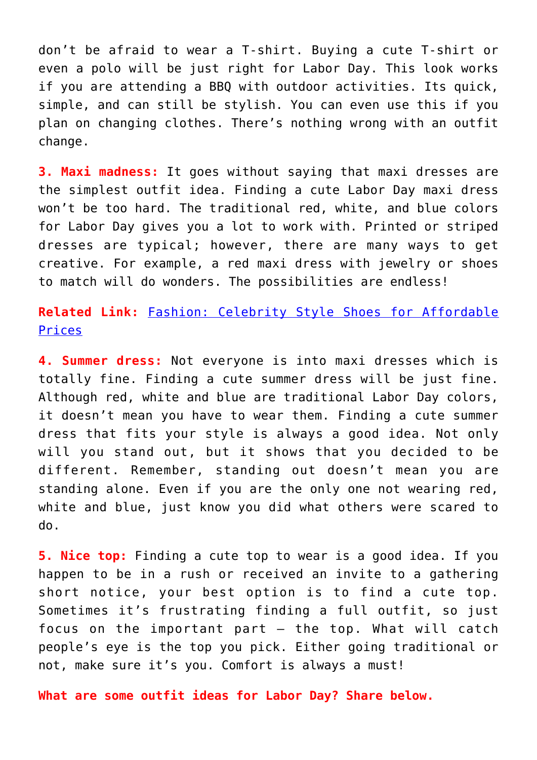don’t be afraid to wear a T-shirt. Buying a cute T-shirt or even a polo will be just right for Labor Day. This look works if you are attending a BBQ with outdoor activities. Its quick, simple, and can still be stylish. You can even use this if you plan on changing clothes. There’s nothing wrong with an outfit change.

**3. Maxi madness:** It goes without saying that maxi dresses are the simplest outfit idea. Finding a cute Labor Day maxi dress won’t be too hard. The traditional red, white, and blue colors for Labor Day gives you a lot to work with. Printed or striped dresses are typical; however, there are many ways to get creative. For example, a red maxi dress with jewelry or shoes to match will do wonders. The possibilities are endless!

**Related Link:** Fashion: Celebrity Style Shoes for Affordable Prices

**4. Summer dress:** Not everyone is into maxi dresses which is totally fine. Finding a cute summer dress will be just fine. Although red, white and blue are traditional Labor Day colors, it doesn’t mean you have to wear them. Finding a cute summer dress that fits your style is always a good idea. Not only will you stand out, but it shows that you decided to be different. Remember, standing out doesn’t mean you are standing alone. Even if you are the only one not wearing red, white and blue, just know you did what others were scared to do.

**5. Nice top:** Finding a cute top to wear is a good idea. If you happen to be in a rush or received an invite to a gathering short notice, your best option is to find a cute top. Sometimes it’s frustrating finding a full outfit, so just focus on the important part – the top. What will catch people’s eye is the top you pick. Either going traditional or not, make sure it’s you. Comfort is always a must!

**What are some outfit ideas for Labor Day? Share below.**